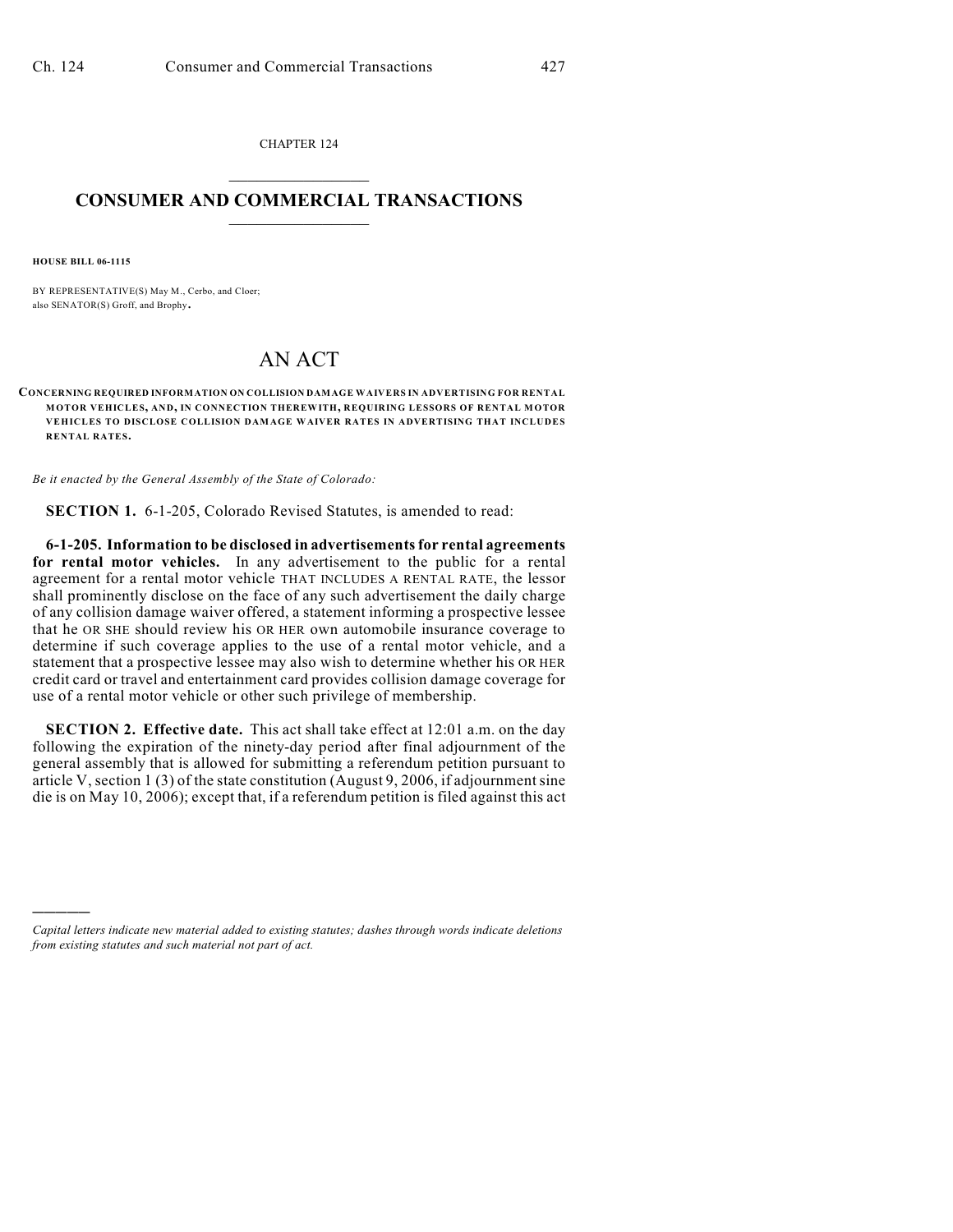CHAPTER 124

# CONSUMER AND COMMERCIAL TRANSACTIONS

**HOUSE BILL 06-1115**

BY REPRESENTATIVE(S) May M., Cerbo, and Cloer;
also SENATOR(S) Groff, and Brophy.

# AN ACT

**CONCERNING REQUIRED INFORMATION ON COLLISION DAMAGE WAIVERS IN ADVERTISING FOR RENTAL MOTOR VEHICLES, AND, IN CONNECTION THEREWITH, REQUIRING LESSORS OF RENTAL MOTOR VEHICLES TO DISCLOSE COLLISION DAMAGE WAIVER RATES IN ADVERTISING THAT INCLUDES RENTAL RATES.**

*Be it enacted by the General Assembly of the State of Colorado:*

**SECTION 1.** 6-1-205, Colorado Revised Statutes, is amended to read:

**6-1-205. Information to be disclosed in advertisements for rental agreements for rental motor vehicles.** In any advertisement to the public for a rental agreement for a rental motor vehicle THAT INCLUDES A RENTAL RATE, the lessor shall prominently disclose on the face of any such advertisement the daily charge of any collision damage waiver offered, a statement informing a prospective lessee that he OR SHE should review his OR HER own automobile insurance coverage to determine if such coverage applies to the use of a rental motor vehicle, and a statement that a prospective lessee may also wish to determine whether his OR HER credit card or travel and entertainment card provides collision damage coverage for use of a rental motor vehicle or other such privilege of membership.

**SECTION 2. Effective date.** This act shall take effect at 12:01 a.m. on the day following the expiration of the ninety-day period after final adjournment of the general assembly that is allowed for submitting a referendum petition pursuant to article V, section 1 (3) of the state constitution (August 9, 2006, if adjournment sine die is on May 10, 2006); except that, if a referendum petition is filed against this act

---

*Capital letters indicate new material added to existing statutes; dashes through words indicate deletions from existing statutes and such material not part of act.*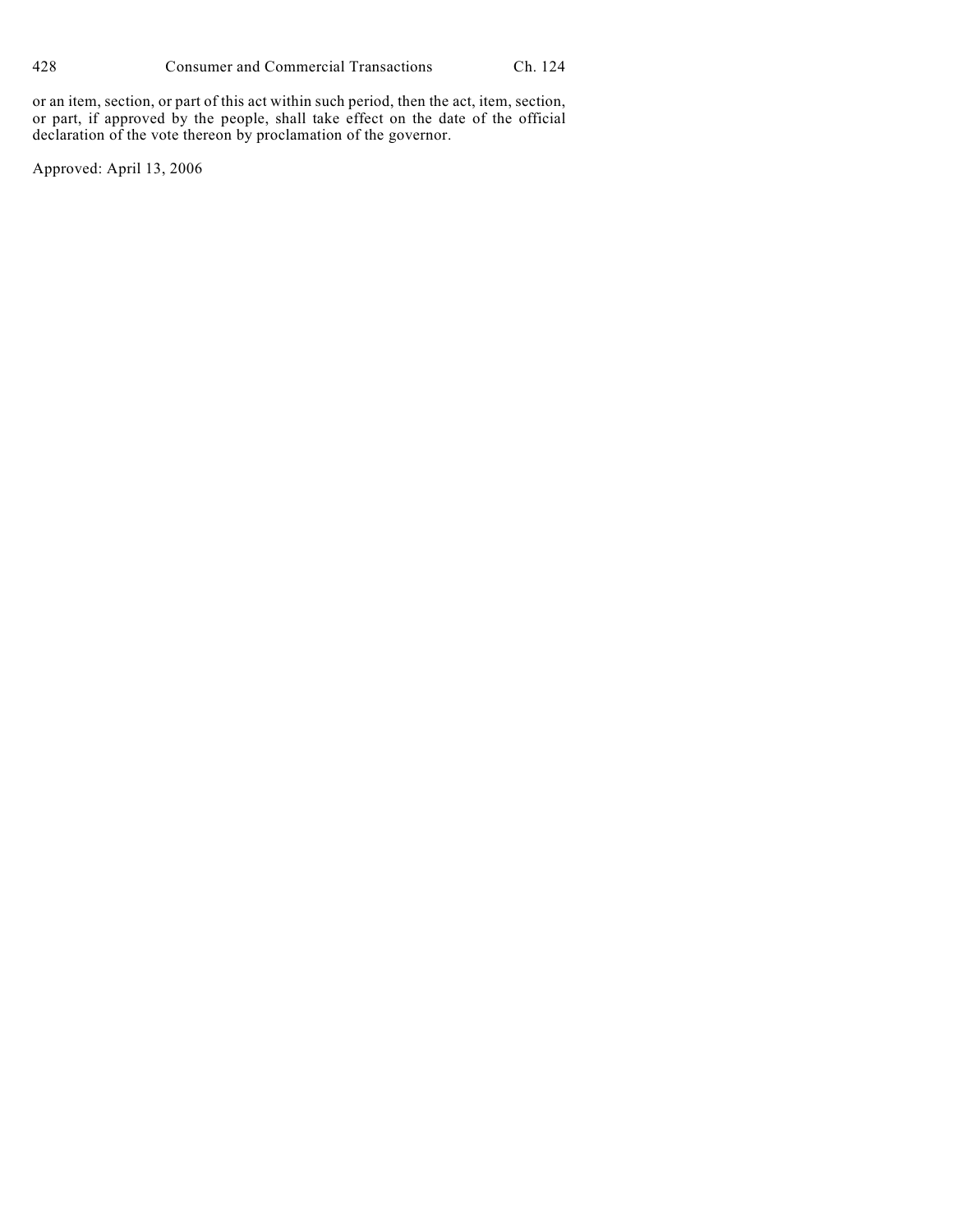or an item, section, or part of this act within such period, then the act, item, section, or part, if approved by the people, shall take effect on the date of the official declaration of the vote thereon by proclamation of the governor.

Approved: April 13, 2006